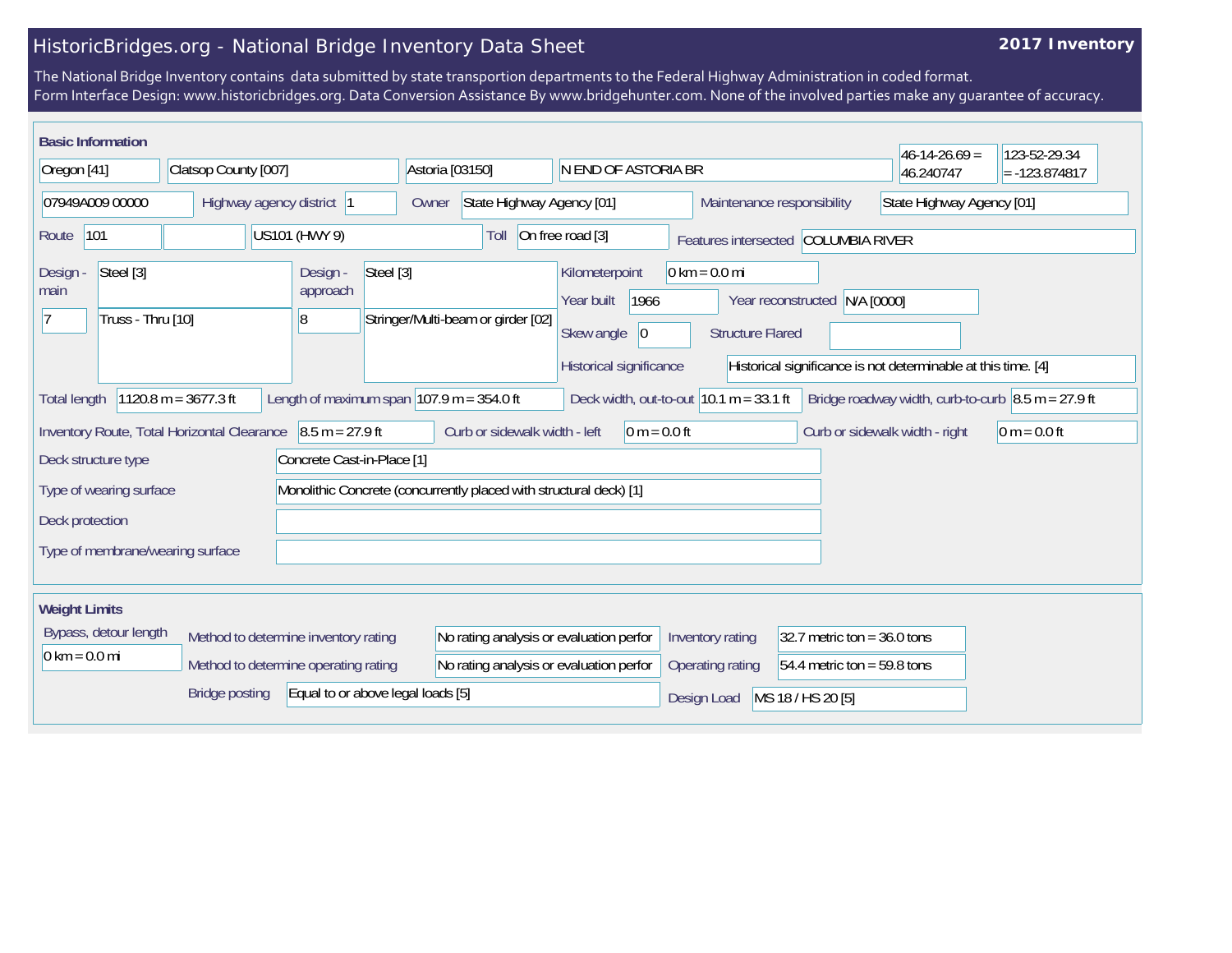# HistoricBridges.org - National Bridge Inventory Data Sheet

**2017 Inventory**

The National Bridge Inventory contains data submitted by state transportion departments to the Federal Highway Administration in coded format.
Form Interface Design: www.historicbridges.org. Data Conversion Assistance By www.bridgehunter.com. None of the involved parties make any guarantee of accuracy.

## Basic Information

| | |
|---|---|
| State | Oregon [41] |
| County | Clatsop County [007] |
| Place | Astoria [03150] |
| Location | N END OF ASTORIA BR |
| Latitude | 46-14-26.69 = 46.240747 |
| Longitude | 123-52-29.34 = -123.874817 |
| Structure Number | 07949A009 00000 |
| Highway agency district | 1 |
| Owner | State Highway Agency [01] |
| Maintenance responsibility | State Highway Agency [01] |
| Route | 101 |
| Route name | US101 (HWY 9) |
| Toll | On free road [3] |
| Features intersected | COLUMBIA RIVER |
| Design - main | Steel [3]; 7; Truss - Thru [10] |
| Design - approach | Steel [3]; 8; Stringer/Multi-beam or girder [02] |
| Kilometerpoint | 0 km = 0.0 mi |
| Year built | 1966 |
| Year reconstructed | N/A [0000] |
| Skew angle | 0 |
| Structure Flared | |
| Historical significance | Historical significance is not determinable at this time. [4] |
| Total length | 1120.8 m = 3677.3 ft |
| Length of maximum span | 107.9 m = 354.0 ft |
| Deck width, out-to-out | 10.1 m = 33.1 ft |
| Bridge roadway width, curb-to-curb | 8.5 m = 27.9 ft |
| Inventory Route, Total Horizontal Clearance | 8.5 m = 27.9 ft |
| Curb or sidewalk width - left | 0 m = 0.0 ft |
| Curb or sidewalk width - right | 0 m = 0.0 ft |
| Deck structure type | Concrete Cast-in-Place [1] |
| Type of wearing surface | Monolithic Concrete (concurrently placed with structural deck) [1] |
| Deck protection | |
| Type of membrane/wearing surface | |

## Weight Limits

| | |
|---|---|
| Bypass, detour length | 0 km = 0.0 mi |
| Method to determine inventory rating | No rating analysis or evaluation perfor |
| Method to determine operating rating | No rating analysis or evaluation perfor |
| Bridge posting | Equal to or above legal loads [5] |
| Inventory rating | 32.7 metric ton = 36.0 tons |
| Operating rating | 54.4 metric ton = 59.8 tons |
| Design Load | MS 18 / HS 20 [5] |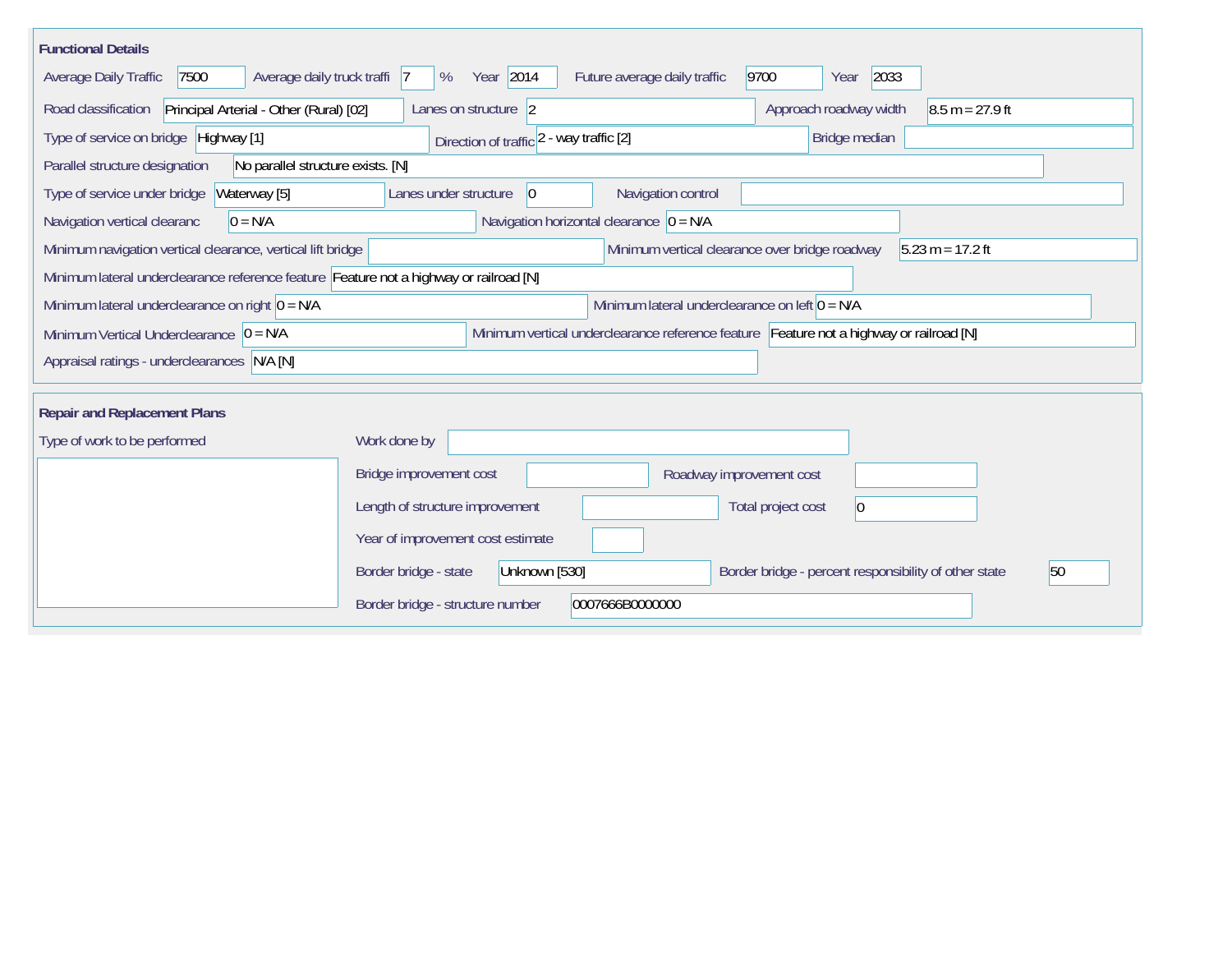## Functional Details

Average Daily Traffic: 7500
Average daily truck traffi: 7 %
Year: 2014
Future average daily traffic: 9700
Year: 2033

Road classification: Principal Arterial - Other (Rural) [02]
Lanes on structure: 2
Approach roadway width: 8.5 m = 27.9 ft

Type of service on bridge: Highway [1]
Direction of traffic: 2 - way traffic [2]
Bridge median:

Parallel structure designation: No parallel structure exists. [N]

Type of service under bridge: Waterway [5]
Lanes under structure: 0
Navigation control:

Navigation vertical clearanc: 0 = N/A
Navigation horizontal clearance: 0 = N/A

Minimum navigation vertical clearance, vertical lift bridge:
Minimum vertical clearance over bridge roadway: 5.23 m = 17.2 ft

Minimum lateral underclearance reference feature: Feature not a highway or railroad [N]

Minimum lateral underclearance on right: 0 = N/A
Minimum lateral underclearance on left: 0 = N/A

Minimum Vertical Underclearance: 0 = N/A
Minimum vertical underclearance reference feature: Feature not a highway or railroad [N]

Appraisal ratings - underclearances: N/A [N]

## Repair and Replacement Plans

Type of work to be performed:

Work done by:

Bridge improvement cost:
Roadway improvement cost:

Length of structure improvement:
Total project cost: 0

Year of improvement cost estimate:

Border bridge - state: Unknown [530]
Border bridge - percent responsibility of other state: 50

Border bridge - structure number: 0007666B0000000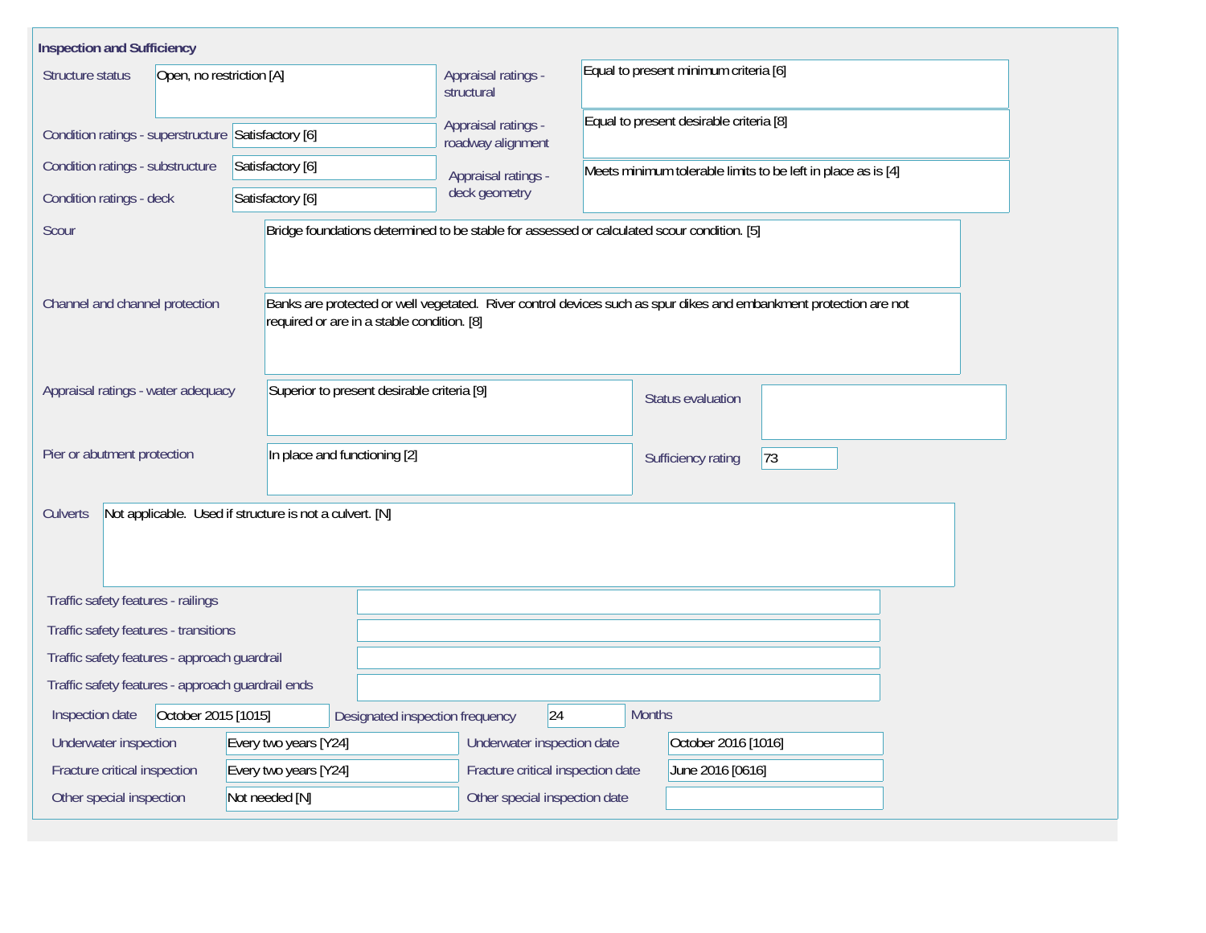## Inspection and Sufficiency

| Field | Value |
| --- | --- |
| Structure status | Open, no restriction [A] |
| Appraisal ratings - structural | Equal to present minimum criteria [6] |
| Condition ratings - superstructure | Satisfactory [6] |
| Appraisal ratings - roadway alignment | Equal to present desirable criteria [8] |
| Condition ratings - substructure | Satisfactory [6] |
| Appraisal ratings - deck geometry | Meets minimum tolerable limits to be left in place as is [4] |
| Condition ratings - deck | Satisfactory [6] |
| Scour | Bridge foundations determined to be stable for assessed or calculated scour condition. [5] |
| Channel and channel protection | Banks are protected or well vegetated. River control devices such as spur dikes and embankment protection are not required or are in a stable condition. [8] |
| Appraisal ratings - water adequacy | Superior to present desirable criteria [9] |
| Status evaluation | |
| Pier or abutment protection | In place and functioning [2] |
| Sufficiency rating | 73 |
| Culverts | Not applicable. Used if structure is not a culvert. [N] |
| Traffic safety features - railings | |
| Traffic safety features - transitions | |
| Traffic safety features - approach guardrail | |
| Traffic safety features - approach guardrail ends | |
| Inspection date | October 2015 [1015] |
| Designated inspection frequency | 24 Months |
| Underwater inspection | Every two years [Y24] |
| Underwater inspection date | October 2016 [1016] |
| Fracture critical inspection | Every two years [Y24] |
| Fracture critical inspection date | June 2016 [0616] |
| Other special inspection | Not needed [N] |
| Other special inspection date | |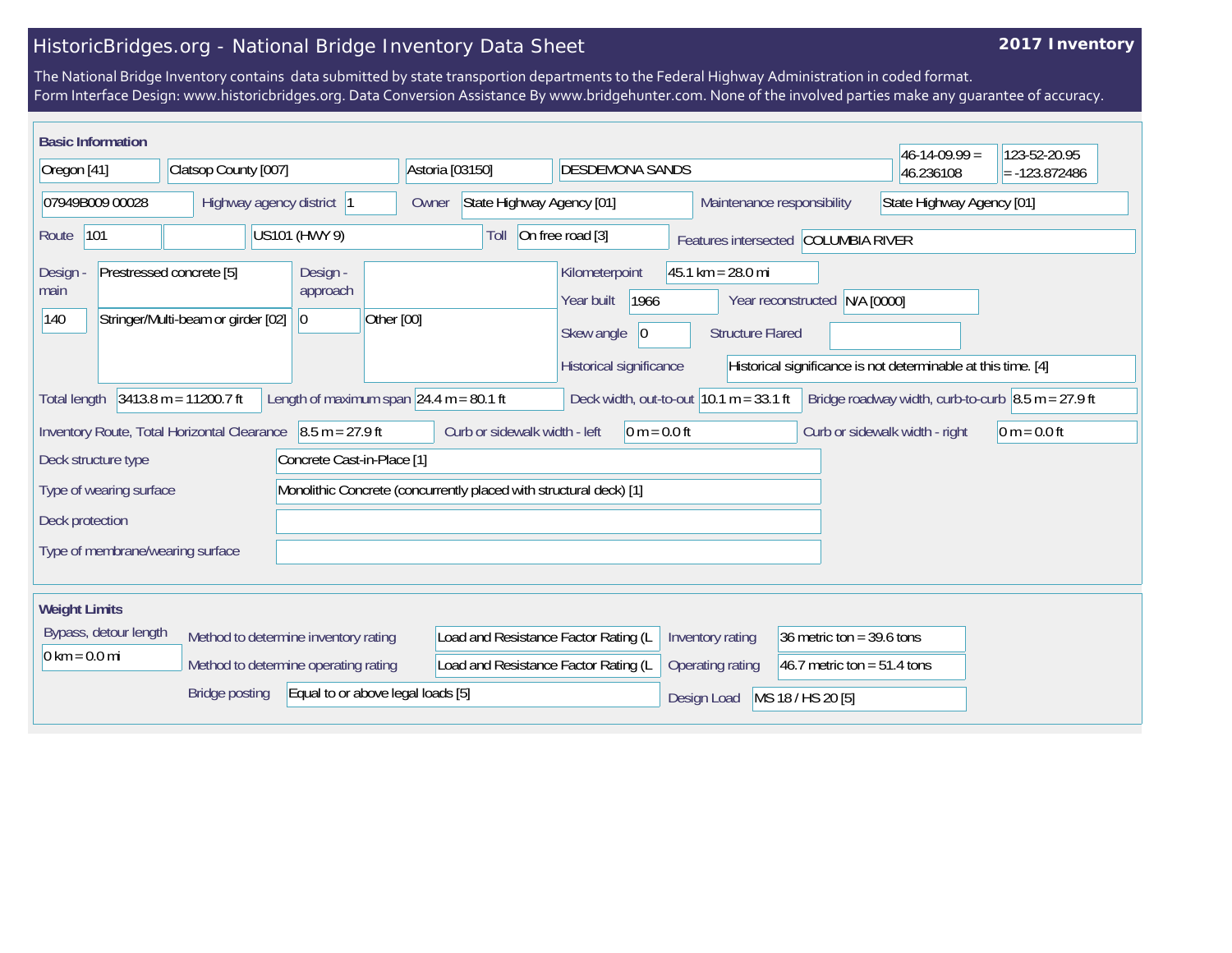# HistoricBridges.org - National Bridge Inventory Data Sheet

**2017 Inventory**

The National Bridge Inventory contains data submitted by state transportion departments to the Federal Highway Administration in coded format.
Form Interface Design: www.historicbridges.org. Data Conversion Assistance By www.bridgehunter.com. None of the involved parties make any guarantee of accuracy.

## Basic Information

| | |
|---|---|
| State | Oregon [41] |
| County | Clatsop County [007] |
| Place | Astoria [03150] |
| Facility | DESDEMONA SANDS |
| Latitude | 46-14-09.99 = 46.236108 |
| Longitude | 123-52-20.95 = -123.872486 |
| Structure number | 07949B009 00028 |
| Highway agency district | 1 |
| Owner | State Highway Agency [01] |
| Maintenance responsibility | State Highway Agency [01] |
| Route | 101 |
| Route name | US101 (HWY 9) |
| Toll | On free road [3] |
| Features intersected | COLUMBIA RIVER |
| Design - main | Prestressed concrete [5] |
| Design - main (code) | 140 |
| Design - main (type) | Stringer/Multi-beam or girder [02] |
| Design - approach | |
| Design - approach (code) | 0 |
| Design - approach (type) | Other [00] |
| Kilometerpoint | 45.1 km = 28.0 mi |
| Year built | 1966 |
| Year reconstructed | N/A [0000] |
| Skew angle | 0 |
| Structure Flared | |
| Historical significance | Historical significance is not determinable at this time. [4] |
| Total length | 3413.8 m = 11200.7 ft |
| Length of maximum span | 24.4 m = 80.1 ft |
| Deck width, out-to-out | 10.1 m = 33.1 ft |
| Bridge roadway width, curb-to-curb | 8.5 m = 27.9 ft |
| Inventory Route, Total Horizontal Clearance | 8.5 m = 27.9 ft |
| Curb or sidewalk width - left | 0 m = 0.0 ft |
| Curb or sidewalk width - right | 0 m = 0.0 ft |
| Deck structure type | Concrete Cast-in-Place [1] |
| Type of wearing surface | Monolithic Concrete (concurrently placed with structural deck) [1] |
| Deck protection | |
| Type of membrane/wearing surface | |

## Weight Limits

| | |
|---|---|
| Bypass, detour length | 0 km = 0.0 mi |
| Method to determine inventory rating | Load and Resistance Factor Rating (L |
| Method to determine operating rating | Load and Resistance Factor Rating (L |
| Inventory rating | 36 metric ton = 39.6 tons |
| Operating rating | 46.7 metric ton = 51.4 tons |
| Bridge posting | Equal to or above legal loads [5] |
| Design Load | MS 18 / HS 20 [5] |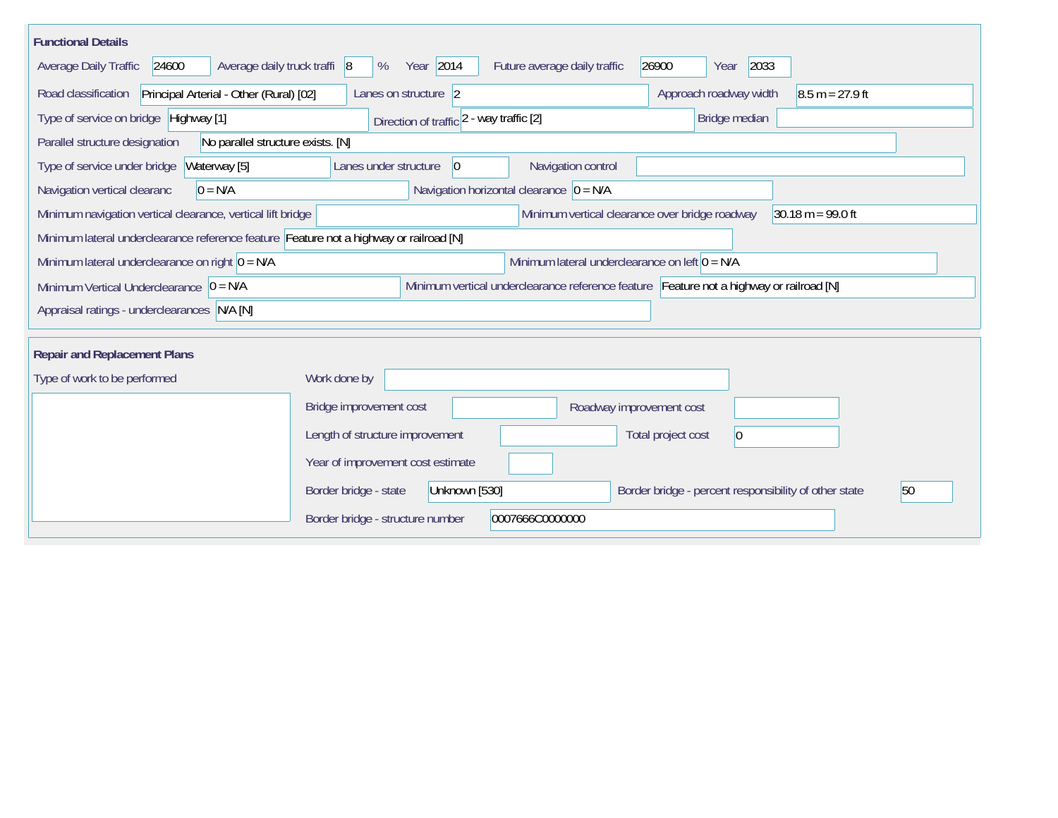## Functional Details

| Field | Value |
|---|---|
| Average Daily Traffic | 24600 |
| Average daily truck traffi | 8 % |
| Year | 2014 |
| Future average daily traffic | 26900 |
| Year | 2033 |
| Road classification | Principal Arterial - Other (Rural) [02] |
| Lanes on structure | 2 |
| Approach roadway width | 8.5 m = 27.9 ft |
| Type of service on bridge | Highway [1] |
| Direction of traffic | 2 - way traffic [2] |
| Bridge median | |
| Parallel structure designation | No parallel structure exists. [N] |
| Type of service under bridge | Waterway [5] |
| Lanes under structure | 0 |
| Navigation control | |
| Navigation vertical clearanc | 0 = N/A |
| Navigation horizontal clearance | 0 = N/A |
| Minimum navigation vertical clearance, vertical lift bridge | |
| Minimum vertical clearance over bridge roadway | 30.18 m = 99.0 ft |
| Minimum lateral underclearance reference feature | Feature not a highway or railroad [N] |
| Minimum lateral underclearance on right | 0 = N/A |
| Minimum lateral underclearance on left | 0 = N/A |
| Minimum Vertical Underclearance | 0 = N/A |
| Minimum vertical underclearance reference feature | Feature not a highway or railroad [N] |
| Appraisal ratings - underclearances | N/A [N] |

## Repair and Replacement Plans

| Field | Value |
|---|---|
| Type of work to be performed | |
| Work done by | |
| Bridge improvement cost | |
| Roadway improvement cost | |
| Length of structure improvement | |
| Total project cost | 0 |
| Year of improvement cost estimate | |
| Border bridge - state | Unknown [530] |
| Border bridge - percent responsibility of other state | 50 |
| Border bridge - structure number | 0007666C0000000 |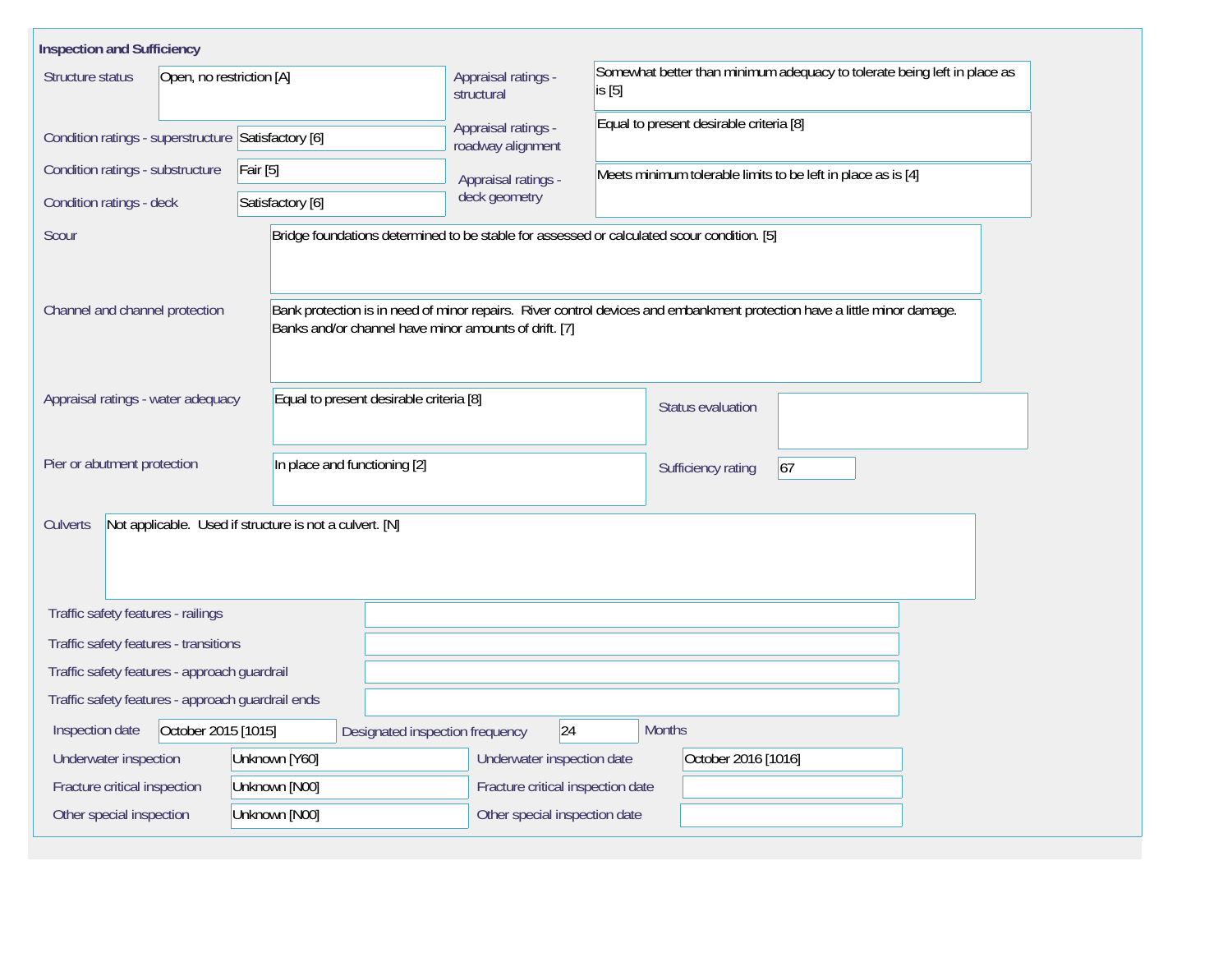## Inspection and Sufficiency

| Field | Value |
| --- | --- |
| Structure status | Open, no restriction [A] |
| Condition ratings - superstructure | Satisfactory [6] |
| Condition ratings - substructure | Fair [5] |
| Condition ratings - deck | Satisfactory [6] |
| Appraisal ratings - structural | Somewhat better than minimum adequacy to tolerate being left in place as is [5] |
| Appraisal ratings - roadway alignment | Equal to present desirable criteria [8] |
| Appraisal ratings - deck geometry | Meets minimum tolerable limits to be left in place as is [4] |
| Scour | Bridge foundations determined to be stable for assessed or calculated scour condition. [5] |
| Channel and channel protection | Bank protection is in need of minor repairs. River control devices and embankment protection have a little minor damage. Banks and/or channel have minor amounts of drift. [7] |
| Appraisal ratings - water adequacy | Equal to present desirable criteria [8] |
| Status evaluation | |
| Pier or abutment protection | In place and functioning [2] |
| Sufficiency rating | 67 |
| Culverts | Not applicable. Used if structure is not a culvert. [N] |
| Traffic safety features - railings | |
| Traffic safety features - transitions | |
| Traffic safety features - approach guardrail | |
| Traffic safety features - approach guardrail ends | |
| Inspection date | October 2015 [1015] |
| Designated inspection frequency | 24 Months |
| Underwater inspection | Unknown [Y60] |
| Underwater inspection date | October 2016 [1016] |
| Fracture critical inspection | Unknown [N00] |
| Fracture critical inspection date | |
| Other special inspection | Unknown [N00] |
| Other special inspection date | |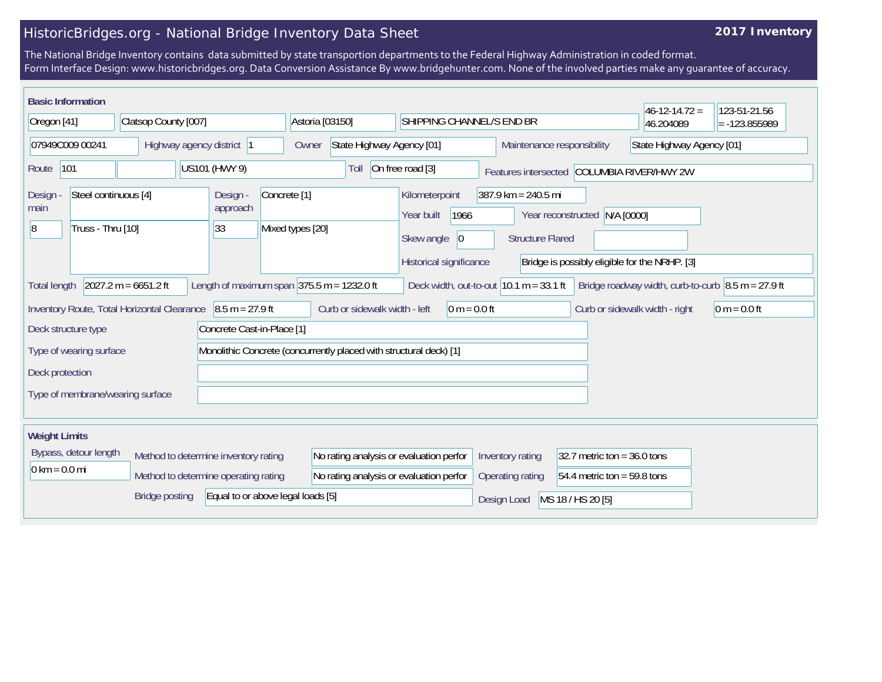# HistoricBridges.org - National Bridge Inventory Data Sheet

**2017 Inventory**

The National Bridge Inventory contains data submitted by state transportion departments to the Federal Highway Administration in coded format.
Form Interface Design: www.historicbridges.org. Data Conversion Assistance By www.bridgehunter.com. None of the involved parties make any guarantee of accuracy.

## Basic Information

| | |
|---|---|
| State | Oregon [41] |
| County | Clatsop County [007] |
| Place | Astoria [03150] |
| Name | SHIPPING CHANNEL/S END BR |
| Latitude | 46-12-14.72 = 46.204089 |
| Longitude | 123-51-21.56 = -123.855989 |
| Structure Number | 07949C009 00241 |
| Highway agency district | 1 |
| Owner | State Highway Agency [01] |
| Maintenance responsibility | State Highway Agency [01] |
| Route | 101 |
| Route name | US101 (HWY 9) |
| Toll | On free road [3] |
| Features intersected | COLUMBIA RIVER/HWY 2W |
| Design - main | Steel continuous [4] |
| Main spans | 8 |
| Main type | Truss - Thru [10] |
| Design - approach | Concrete [1] |
| Approach spans | 33 |
| Approach type | Mixed types [20] |
| Kilometerpoint | 387.9 km = 240.5 mi |
| Year built | 1966 |
| Year reconstructed | N/A [0000] |
| Skew angle | 0 |
| Structure Flared | |
| Historical significance | Bridge is possibly eligible for the NRHP. [3] |
| Total length | 2027.2 m = 6651.2 ft |
| Length of maximum span | 375.5 m = 1232.0 ft |
| Deck width, out-to-out | 10.1 m = 33.1 ft |
| Bridge roadway width, curb-to-curb | 8.5 m = 27.9 ft |
| Inventory Route, Total Horizontal Clearance | 8.5 m = 27.9 ft |
| Curb or sidewalk width - left | 0 m = 0.0 ft |
| Curb or sidewalk width - right | 0 m = 0.0 ft |
| Deck structure type | Concrete Cast-in-Place [1] |
| Type of wearing surface | Monolithic Concrete (concurrently placed with structural deck) [1] |
| Deck protection | |
| Type of membrane/wearing surface | |

## Weight Limits

| | |
|---|---|
| Bypass, detour length | 0 km = 0.0 mi |
| Method to determine inventory rating | No rating analysis or evaluation perfor |
| Method to determine operating rating | No rating analysis or evaluation perfor |
| Inventory rating | 32.7 metric ton = 36.0 tons |
| Operating rating | 54.4 metric ton = 59.8 tons |
| Bridge posting | Equal to or above legal loads [5] |
| Design Load | MS 18 / HS 20 [5] |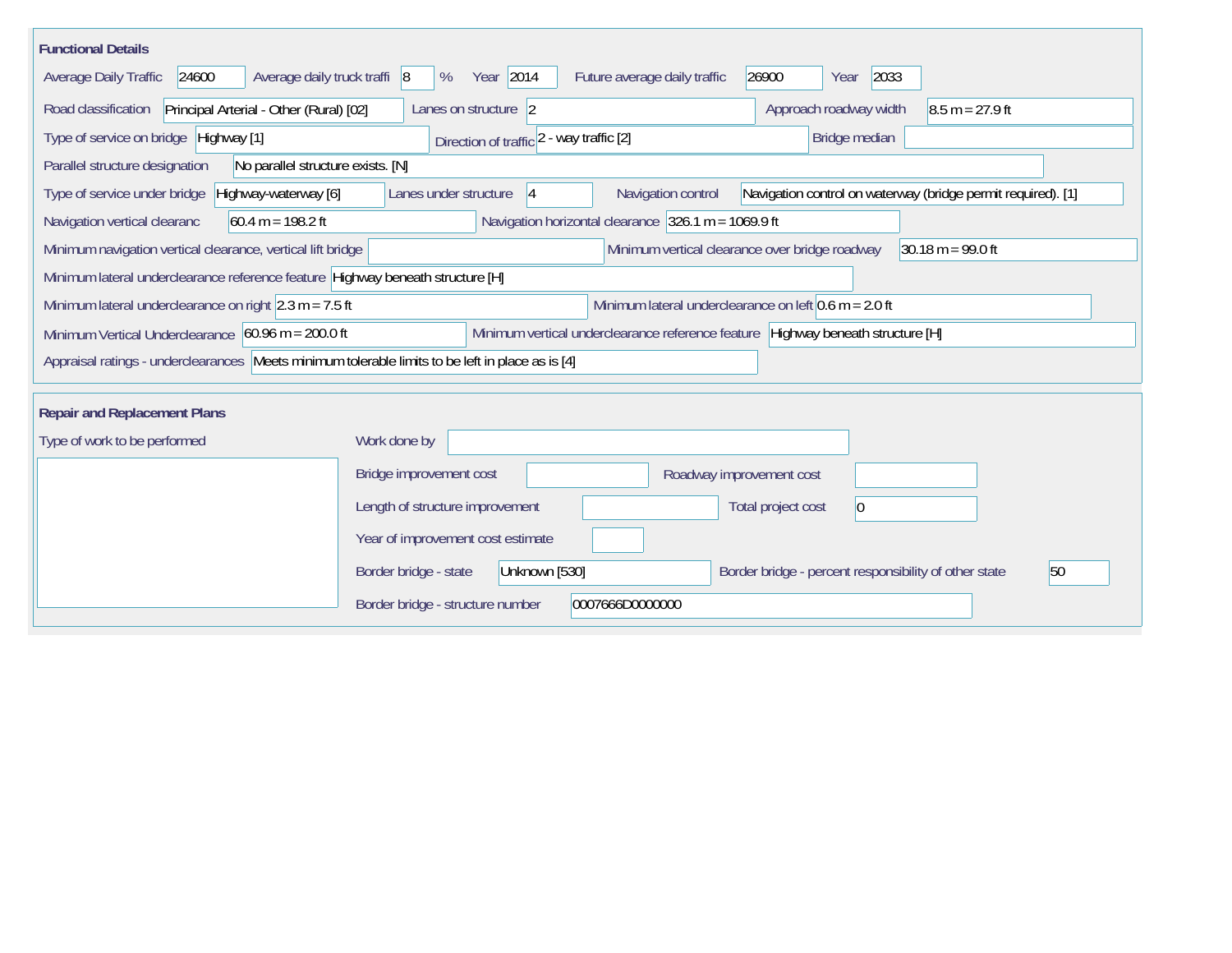## Functional Details

| Field | Value |
| --- | --- |
| Average Daily Traffic | 24600 |
| Average daily truck traffi | 8 % |
| Year | 2014 |
| Future average daily traffic | 26900 |
| Year | 2033 |
| Road classification | Principal Arterial - Other (Rural) [02] |
| Lanes on structure | 2 |
| Approach roadway width | 8.5 m = 27.9 ft |
| Type of service on bridge | Highway [1] |
| Direction of traffic | 2 - way traffic [2] |
| Bridge median | |
| Parallel structure designation | No parallel structure exists. [N] |
| Type of service under bridge | Highway-waterway [6] |
| Lanes under structure | 4 |
| Navigation control | Navigation control on waterway (bridge permit required). [1] |
| Navigation vertical clearanc | 60.4 m = 198.2 ft |
| Navigation horizontal clearance | 326.1 m = 1069.9 ft |
| Minimum navigation vertical clearance, vertical lift bridge | |
| Minimum vertical clearance over bridge roadway | 30.18 m = 99.0 ft |
| Minimum lateral underclearance reference feature | Highway beneath structure [H] |
| Minimum lateral underclearance on right | 2.3 m = 7.5 ft |
| Minimum lateral underclearance on left | 0.6 m = 2.0 ft |
| Minimum Vertical Underclearance | 60.96 m = 200.0 ft |
| Minimum vertical underclearance reference feature | Highway beneath structure [H] |
| Appraisal ratings - underclearances | Meets minimum tolerable limits to be left in place as is [4] |

## Repair and Replacement Plans

| Field | Value |
| --- | --- |
| Type of work to be performed | |
| Work done by | |
| Bridge improvement cost | |
| Roadway improvement cost | |
| Length of structure improvement | |
| Total project cost | 0 |
| Year of improvement cost estimate | |
| Border bridge - state | Unknown [530] |
| Border bridge - percent responsibility of other state | 50 |
| Border bridge - structure number | 0007666D0000000 |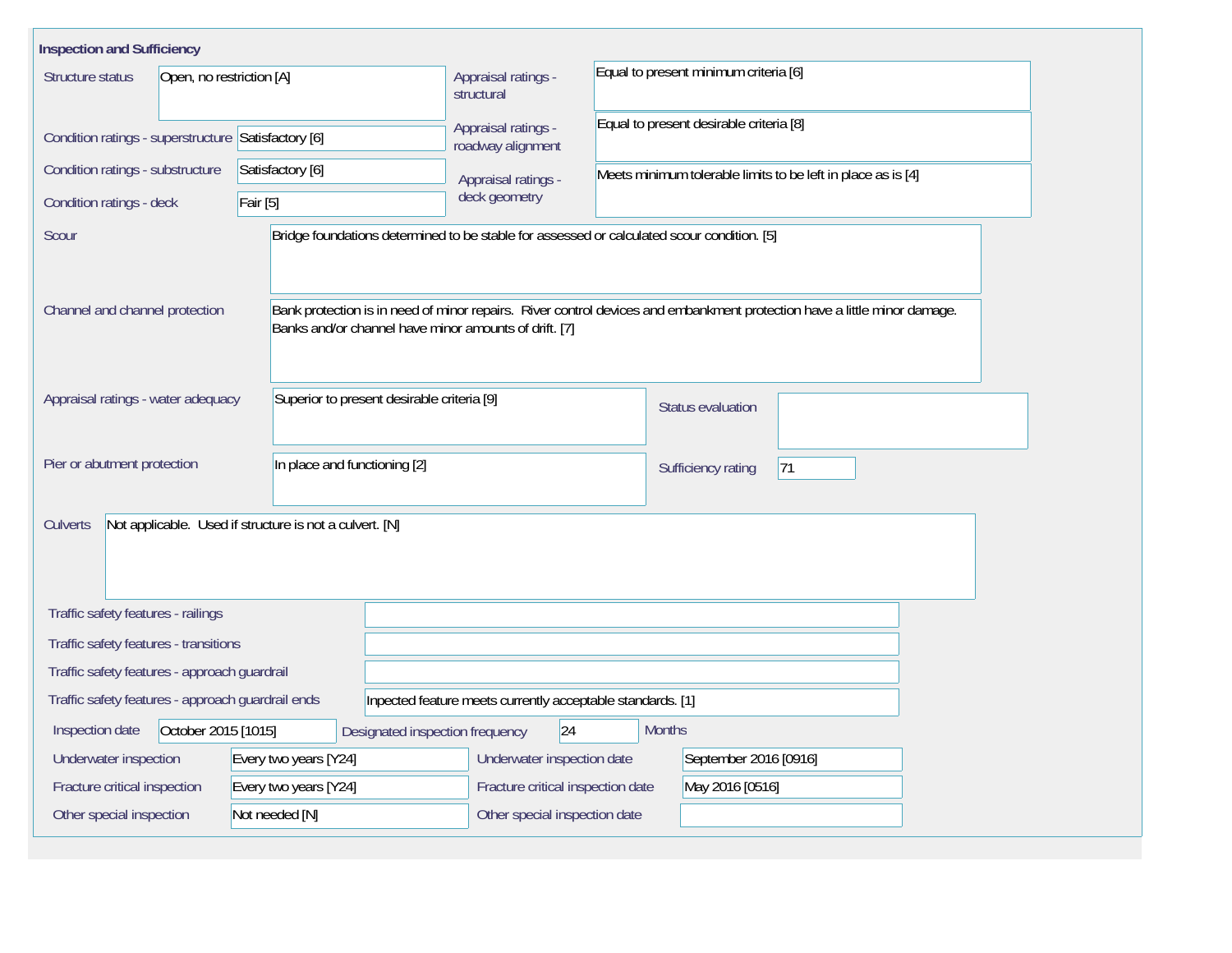## Inspection and Sufficiency

| Field | Value |
|---|---|
| Structure status | Open, no restriction [A] |
| Condition ratings - superstructure | Satisfactory [6] |
| Condition ratings - substructure | Satisfactory [6] |
| Condition ratings - deck | Fair [5] |
| Appraisal ratings - structural | Equal to present minimum criteria [6] |
| Appraisal ratings - roadway alignment | Equal to present desirable criteria [8] |
| Appraisal ratings - deck geometry | Meets minimum tolerable limits to be left in place as is [4] |
| Scour | Bridge foundations determined to be stable for assessed or calculated scour condition. [5] |
| Channel and channel protection | Bank protection is in need of minor repairs. River control devices and embankment protection have a little minor damage. Banks and/or channel have minor amounts of drift. [7] |
| Appraisal ratings - water adequacy | Superior to present desirable criteria [9] |
| Status evaluation | |
| Pier or abutment protection | In place and functioning [2] |
| Sufficiency rating | 71 |
| Culverts | Not applicable. Used if structure is not a culvert. [N] |
| Traffic safety features - railings | |
| Traffic safety features - transitions | |
| Traffic safety features - approach guardrail | |
| Traffic safety features - approach guardrail ends | Inpected feature meets currently acceptable standards. [1] |
| Inspection date | October 2015 [1015] |
| Designated inspection frequency | 24 Months |
| Underwater inspection | Every two years [Y24] |
| Underwater inspection date | September 2016 [0916] |
| Fracture critical inspection | Every two years [Y24] |
| Fracture critical inspection date | May 2016 [0516] |
| Other special inspection | Not needed [N] |
| Other special inspection date | |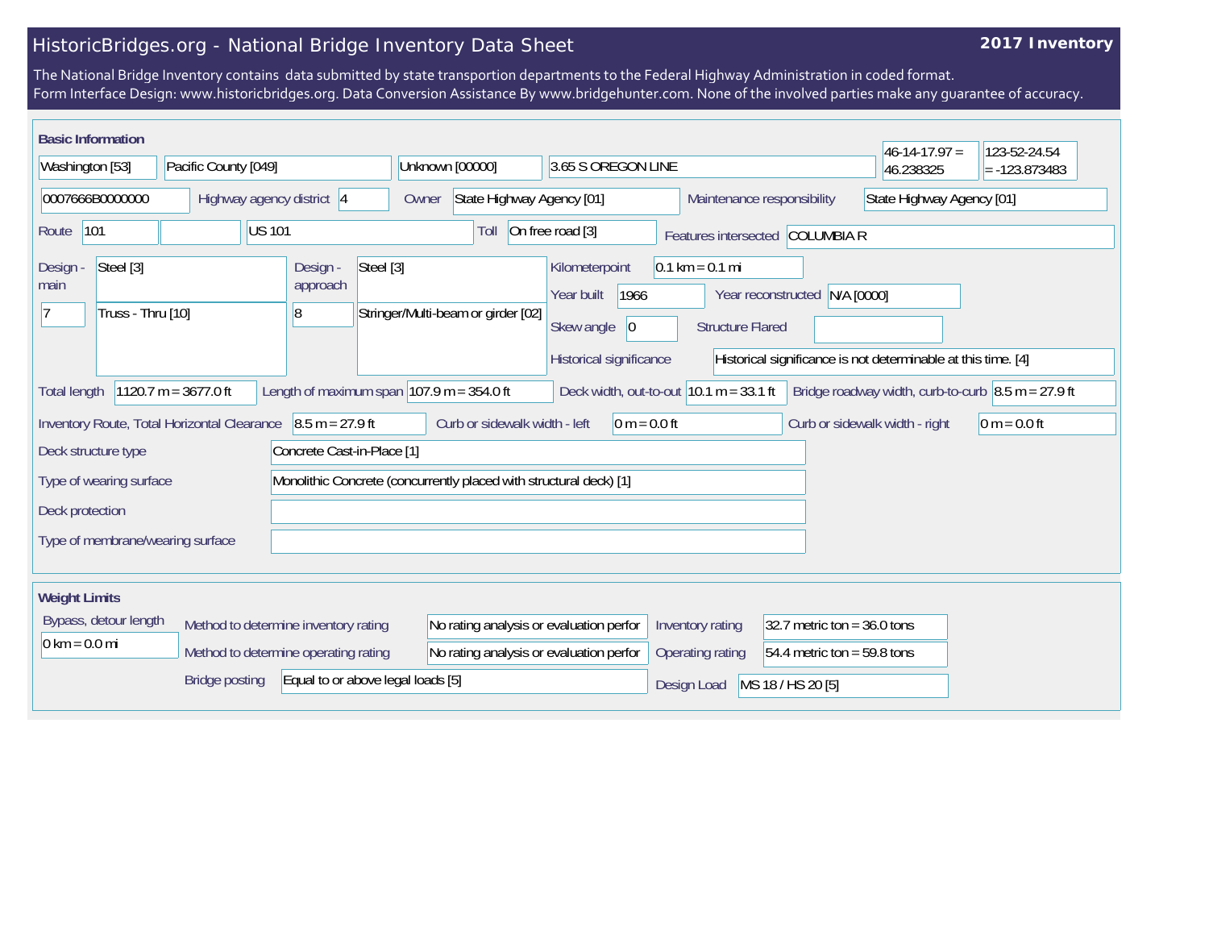# HistoricBridges.org - National Bridge Inventory Data Sheet

**2017 Inventory**

The National Bridge Inventory contains data submitted by state transportion departments to the Federal Highway Administration in coded format.
Form Interface Design: www.historicbridges.org. Data Conversion Assistance By www.bridgehunter.com. None of the involved parties make any guarantee of accuracy.

## Basic Information

| | |
|---|---|
| State | Washington [53] |
| County | Pacific County [049] |
| Place | Unknown [00000] |
| Location | 3.65 S OREGON LINE |
| Latitude | 46-14-17.97 = 46.238325 |
| Longitude | 123-52-24.54 = -123.873483 |
| Structure Number | 0007666B0000000 |
| Highway agency district | 4 |
| Owner | State Highway Agency [01] |
| Maintenance responsibility | State Highway Agency [01] |
| Route | 101 |
| Route name | US 101 |
| Toll | On free road [3] |
| Features intersected | COLUMBIA R |
| Design - main | Steel [3]; 7; Truss - Thru [10] |
| Design - approach | Steel [3]; 8; Stringer/Multi-beam or girder [02] |
| Kilometerpoint | 0.1 km = 0.1 mi |
| Year built | 1966 |
| Year reconstructed | N/A [0000] |
| Skew angle | 0 |
| Structure Flared | |
| Historical significance | Historical significance is not determinable at this time. [4] |
| Total length | 1120.7 m = 3677.0 ft |
| Length of maximum span | 107.9 m = 354.0 ft |
| Deck width, out-to-out | 10.1 m = 33.1 ft |
| Bridge roadway width, curb-to-curb | 8.5 m = 27.9 ft |
| Inventory Route, Total Horizontal Clearance | 8.5 m = 27.9 ft |
| Curb or sidewalk width - left | 0 m = 0.0 ft |
| Curb or sidewalk width - right | 0 m = 0.0 ft |
| Deck structure type | Concrete Cast-in-Place [1] |
| Type of wearing surface | Monolithic Concrete (concurrently placed with structural deck) [1] |
| Deck protection | |
| Type of membrane/wearing surface | |

## Weight Limits

| | |
|---|---|
| Bypass, detour length | 0 km = 0.0 mi |
| Method to determine inventory rating | No rating analysis or evaluation perfor |
| Method to determine operating rating | No rating analysis or evaluation perfor |
| Inventory rating | 32.7 metric ton = 36.0 tons |
| Operating rating | 54.4 metric ton = 59.8 tons |
| Bridge posting | Equal to or above legal loads [5] |
| Design Load | MS 18 / HS 20 [5] |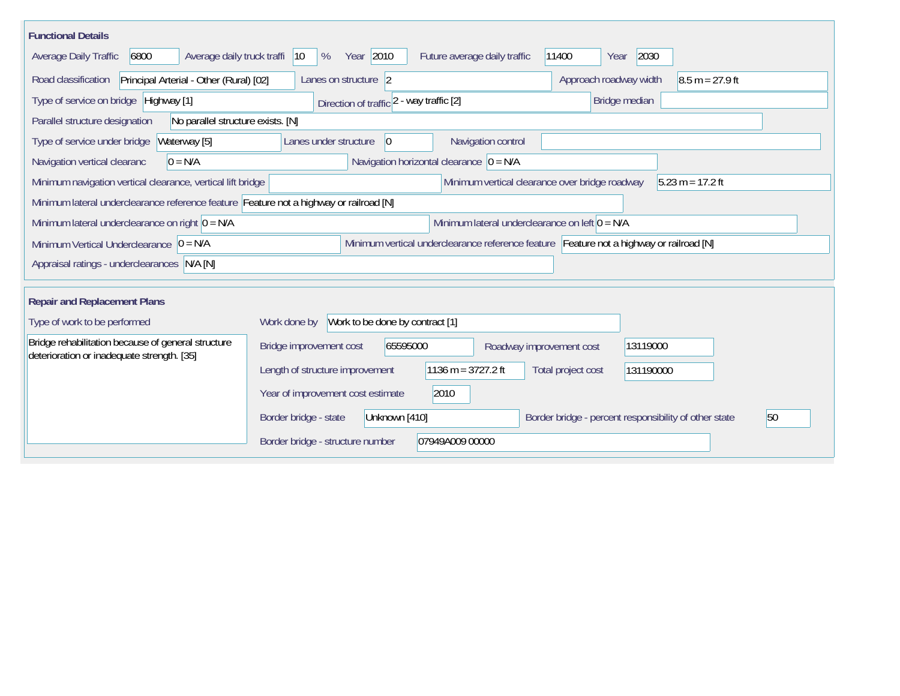## Functional Details

| Field | Value |
|---|---|
| Average Daily Traffic | 6800 |
| Average daily truck traffi | 10 % |
| Year | 2010 |
| Future average daily traffic | 11400 |
| Year | 2030 |
| Road classification | Principal Arterial - Other (Rural) [02] |
| Lanes on structure | 2 |
| Approach roadway width | 8.5 m = 27.9 ft |
| Type of service on bridge | Highway [1] |
| Direction of traffic | 2 - way traffic [2] |
| Bridge median | |
| Parallel structure designation | No parallel structure exists. [N] |
| Type of service under bridge | Waterway [5] |
| Lanes under structure | 0 |
| Navigation control | |
| Navigation vertical clearanc | 0 = N/A |
| Navigation horizontal clearance | 0 = N/A |
| Minimum navigation vertical clearance, vertical lift bridge | |
| Minimum vertical clearance over bridge roadway | 5.23 m = 17.2 ft |
| Minimum lateral underclearance reference feature | Feature not a highway or railroad [N] |
| Minimum lateral underclearance on right | 0 = N/A |
| Minimum lateral underclearance on left | 0 = N/A |
| Minimum Vertical Underclearance | 0 = N/A |
| Minimum vertical underclearance reference feature | Feature not a highway or railroad [N] |
| Appraisal ratings - underclearances | N/A [N] |

## Repair and Replacement Plans

| Field | Value |
|---|---|
| Type of work to be performed | Bridge rehabilitation because of general structure deterioration or inadequate strength. [35] |
| Work done by | Work to be done by contract [1] |
| Bridge improvement cost | 65595000 |
| Roadway improvement cost | 13119000 |
| Length of structure improvement | 1136 m = 3727.2 ft |
| Total project cost | 131190000 |
| Year of improvement cost estimate | 2010 |
| Border bridge - state | Unknown [410] |
| Border bridge - percent responsibility of other state | 50 |
| Border bridge - structure number | 07949A009 00000 |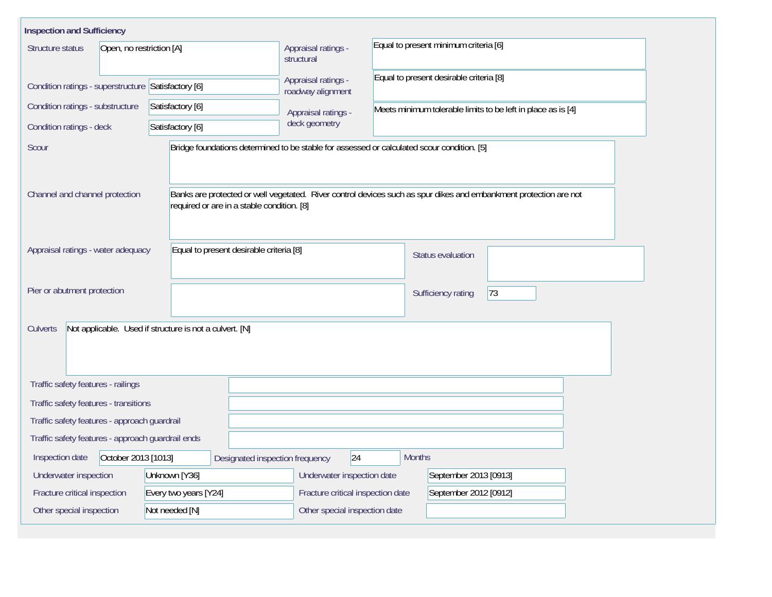## Inspection and Sufficiency

| Field | Value |
|---|---|
| Structure status | Open, no restriction [A] |
| Appraisal ratings - structural | Equal to present minimum criteria [6] |
| Condition ratings - superstructure | Satisfactory [6] |
| Appraisal ratings - roadway alignment | Equal to present desirable criteria [8] |
| Condition ratings - substructure | Satisfactory [6] |
| Appraisal ratings - deck geometry | Meets minimum tolerable limits to be left in place as is [4] |
| Condition ratings - deck | Satisfactory [6] |
| Scour | Bridge foundations determined to be stable for assessed or calculated scour condition. [5] |
| Channel and channel protection | Banks are protected or well vegetated. River control devices such as spur dikes and embankment protection are not required or are in a stable condition. [8] |
| Appraisal ratings - water adequacy | Equal to present desirable criteria [8] |
| Status evaluation | |
| Pier or abutment protection | |
| Sufficiency rating | 73 |
| Culverts | Not applicable. Used if structure is not a culvert. [N] |
| Traffic safety features - railings | |
| Traffic safety features - transitions | |
| Traffic safety features - approach guardrail | |
| Traffic safety features - approach guardrail ends | |
| Inspection date | October 2013 [1013] |
| Designated inspection frequency | 24 Months |
| Underwater inspection | Unknown [Y36] |
| Underwater inspection date | September 2013 [0913] |
| Fracture critical inspection | Every two years [Y24] |
| Fracture critical inspection date | September 2012 [0912] |
| Other special inspection | Not needed [N] |
| Other special inspection date | |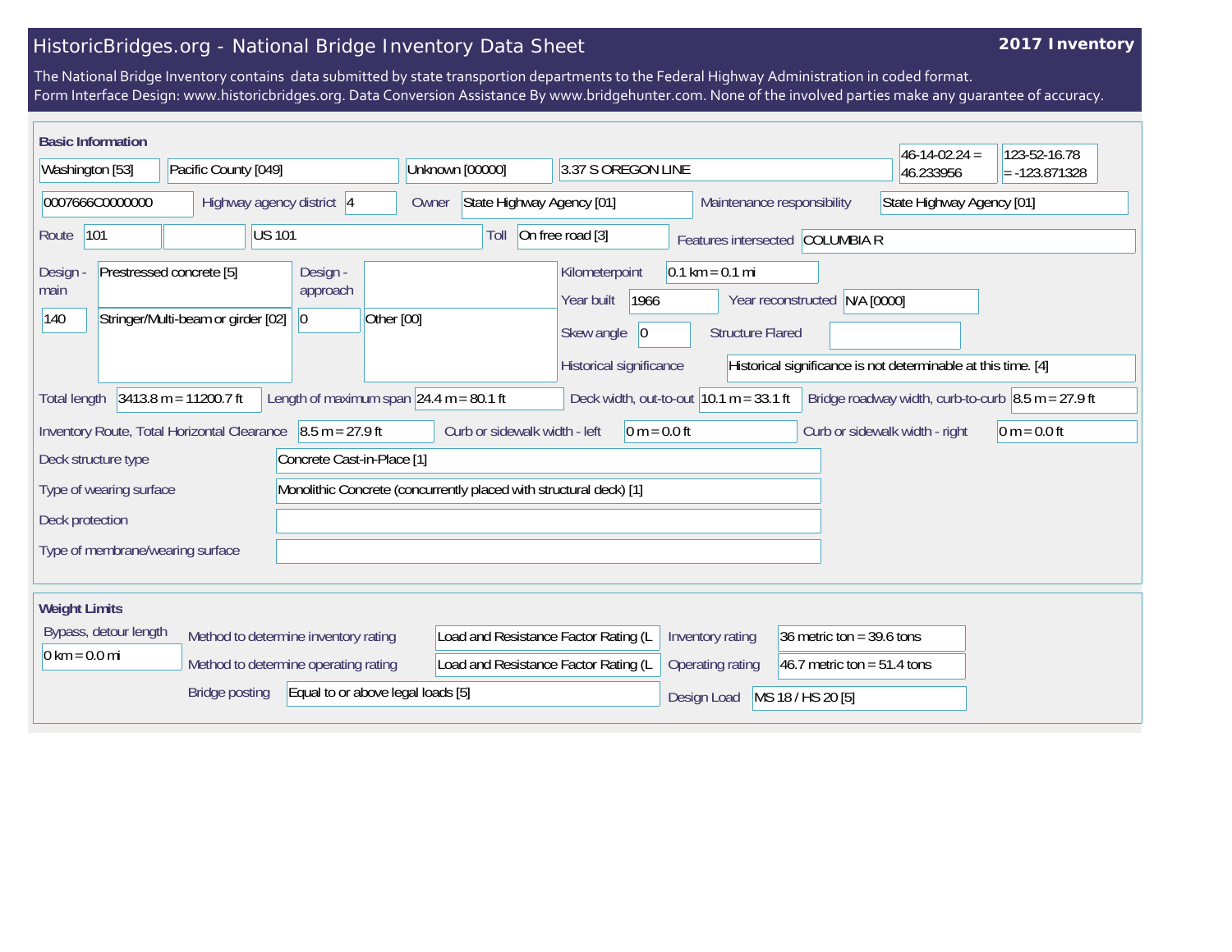# HistoricBridges.org - National Bridge Inventory Data Sheet

**2017 Inventory**

The National Bridge Inventory contains data submitted by state transportion departments to the Federal Highway Administration in coded format.
Form Interface Design: www.historicbridges.org. Data Conversion Assistance By www.bridgehunter.com. None of the involved parties make any guarantee of accuracy.

## Basic Information

| | |
|---|---|
| State | Washington [53] |
| County | Pacific County [049] |
| Place | Unknown [00000] |
| Location | 3.37 S OREGON LINE |
| Latitude | 46-14-02.24 = 46.233956 |
| Longitude | 123-52-16.78 = -123.871328 |
| Structure number | 0007666C0000000 |
| Highway agency district | 4 |
| Owner | State Highway Agency [01] |
| Maintenance responsibility | State Highway Agency [01] |
| Route | 101 |
| | US 101 |
| Toll | On free road [3] |
| Features intersected | COLUMBIA R |
| Design - main | Prestressed concrete [5] |
| | 140 — Stringer/Multi-beam or girder [02] |
| Design - approach | 0 — Other [00] |
| Kilometerpoint | 0.1 km = 0.1 mi |
| Year built | 1966 |
| Year reconstructed | N/A [0000] |
| Skew angle | 0 |
| Structure Flared | |
| Historical significance | Historical significance is not determinable at this time. [4] |
| Total length | 3413.8 m = 11200.7 ft |
| Length of maximum span | 24.4 m = 80.1 ft |
| Deck width, out-to-out | 10.1 m = 33.1 ft |
| Bridge roadway width, curb-to-curb | 8.5 m = 27.9 ft |
| Inventory Route, Total Horizontal Clearance | 8.5 m = 27.9 ft |
| Curb or sidewalk width - left | 0 m = 0.0 ft |
| Curb or sidewalk width - right | 0 m = 0.0 ft |
| Deck structure type | Concrete Cast-in-Place [1] |
| Type of wearing surface | Monolithic Concrete (concurrently placed with structural deck) [1] |
| Deck protection | |
| Type of membrane/wearing surface | |

## Weight Limits

| | |
|---|---|
| Bypass, detour length | 0 km = 0.0 mi |
| Method to determine inventory rating | Load and Resistance Factor Rating (L |
| Method to determine operating rating | Load and Resistance Factor Rating (L |
| Inventory rating | 36 metric ton = 39.6 tons |
| Operating rating | 46.7 metric ton = 51.4 tons |
| Bridge posting | Equal to or above legal loads [5] |
| Design Load | MS 18 / HS 20 [5] |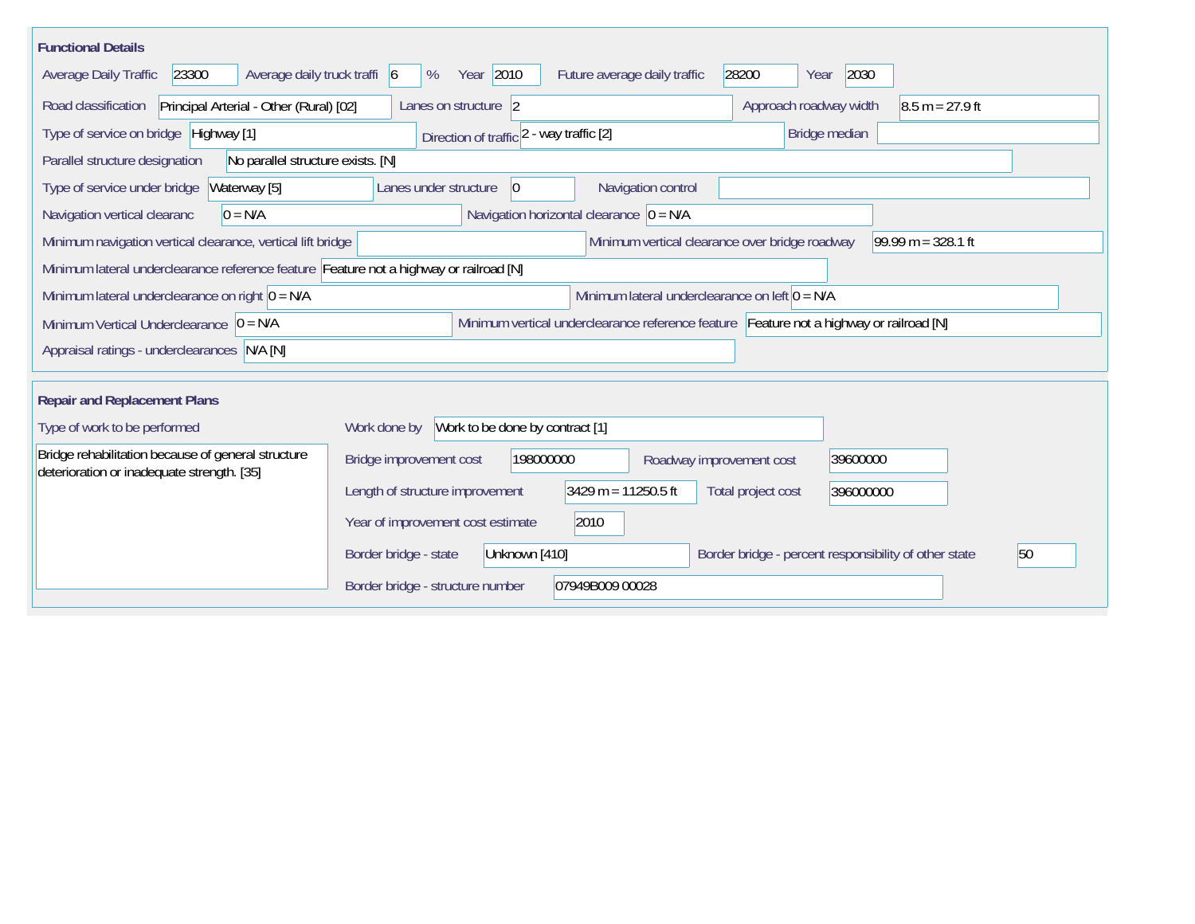## Functional Details

| Field | Value |
| --- | --- |
| Average Daily Traffic | 23300 |
| Average daily truck traffi | 6 % |
| Year | 2010 |
| Future average daily traffic | 28200 |
| Year | 2030 |
| Road classification | Principal Arterial - Other (Rural) [02] |
| Lanes on structure | 2 |
| Approach roadway width | 8.5 m = 27.9 ft |
| Type of service on bridge | Highway [1] |
| Direction of traffic | 2 - way traffic [2] |
| Bridge median | |
| Parallel structure designation | No parallel structure exists. [N] |
| Type of service under bridge | Waterway [5] |
| Lanes under structure | 0 |
| Navigation control | |
| Navigation vertical clearanc | 0 = N/A |
| Navigation horizontal clearance | 0 = N/A |
| Minimum navigation vertical clearance, vertical lift bridge | |
| Minimum vertical clearance over bridge roadway | 99.99 m = 328.1 ft |
| Minimum lateral underclearance reference feature | Feature not a highway or railroad [N] |
| Minimum lateral underclearance on right | 0 = N/A |
| Minimum lateral underclearance on left | 0 = N/A |
| Minimum Vertical Underclearance | 0 = N/A |
| Minimum vertical underclearance reference feature | Feature not a highway or railroad [N] |
| Appraisal ratings - underclearances | N/A [N] |

## Repair and Replacement Plans

| Field | Value |
| --- | --- |
| Type of work to be performed | Bridge rehabilitation because of general structure deterioration or inadequate strength. [35] |
| Work done by | Work to be done by contract [1] |
| Bridge improvement cost | 198000000 |
| Roadway improvement cost | 39600000 |
| Length of structure improvement | 3429 m = 11250.5 ft |
| Total project cost | 396000000 |
| Year of improvement cost estimate | 2010 |
| Border bridge - state | Unknown [410] |
| Border bridge - percent responsibility of other state | 50 |
| Border bridge - structure number | 07949B009 00028 |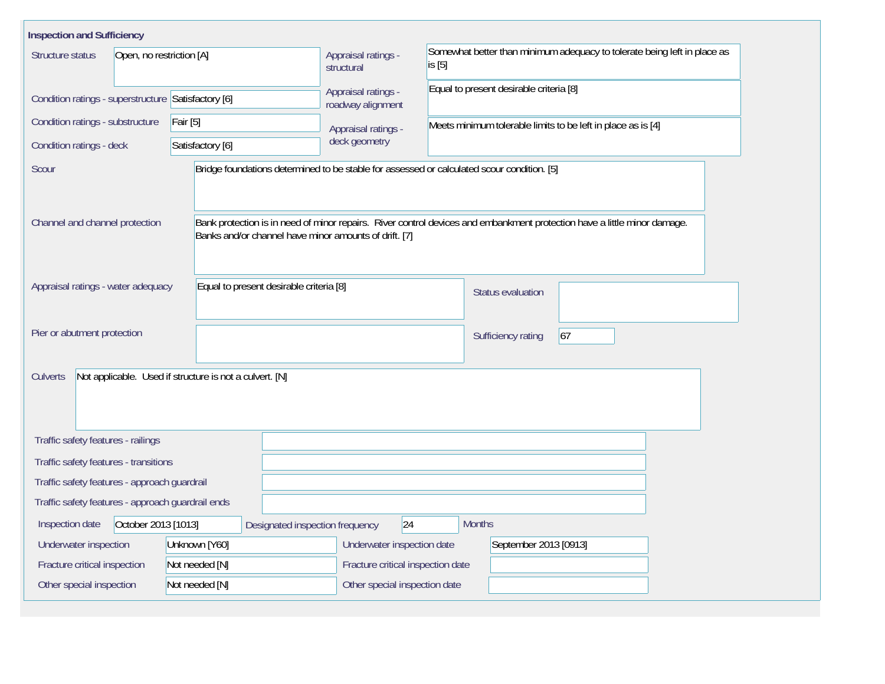## Inspection and Sufficiency

| Field | Value |
| --- | --- |
| Structure status | Open, no restriction [A] |
| Condition ratings - superstructure | Satisfactory [6] |
| Condition ratings - substructure | Fair [5] |
| Condition ratings - deck | Satisfactory [6] |
| Appraisal ratings - structural | Somewhat better than minimum adequacy to tolerate being left in place as is [5] |
| Appraisal ratings - roadway alignment | Equal to present desirable criteria [8] |
| Appraisal ratings - deck geometry | Meets minimum tolerable limits to be left in place as is [4] |
| Scour | Bridge foundations determined to be stable for assessed or calculated scour condition. [5] |
| Channel and channel protection | Bank protection is in need of minor repairs. River control devices and embankment protection have a little minor damage. Banks and/or channel have minor amounts of drift. [7] |
| Appraisal ratings - water adequacy | Equal to present desirable criteria [8] |
| Status evaluation | |
| Pier or abutment protection | |
| Sufficiency rating | 67 |
| Culverts | Not applicable. Used if structure is not a culvert. [N] |
| Traffic safety features - railings | |
| Traffic safety features - transitions | |
| Traffic safety features - approach guardrail | |
| Traffic safety features - approach guardrail ends | |
| Inspection date | October 2013 [1013] |
| Designated inspection frequency | 24 Months |
| Underwater inspection | Unknown [Y60] |
| Underwater inspection date | September 2013 [0913] |
| Fracture critical inspection | Not needed [N] |
| Fracture critical inspection date | |
| Other special inspection | Not needed [N] |
| Other special inspection date | |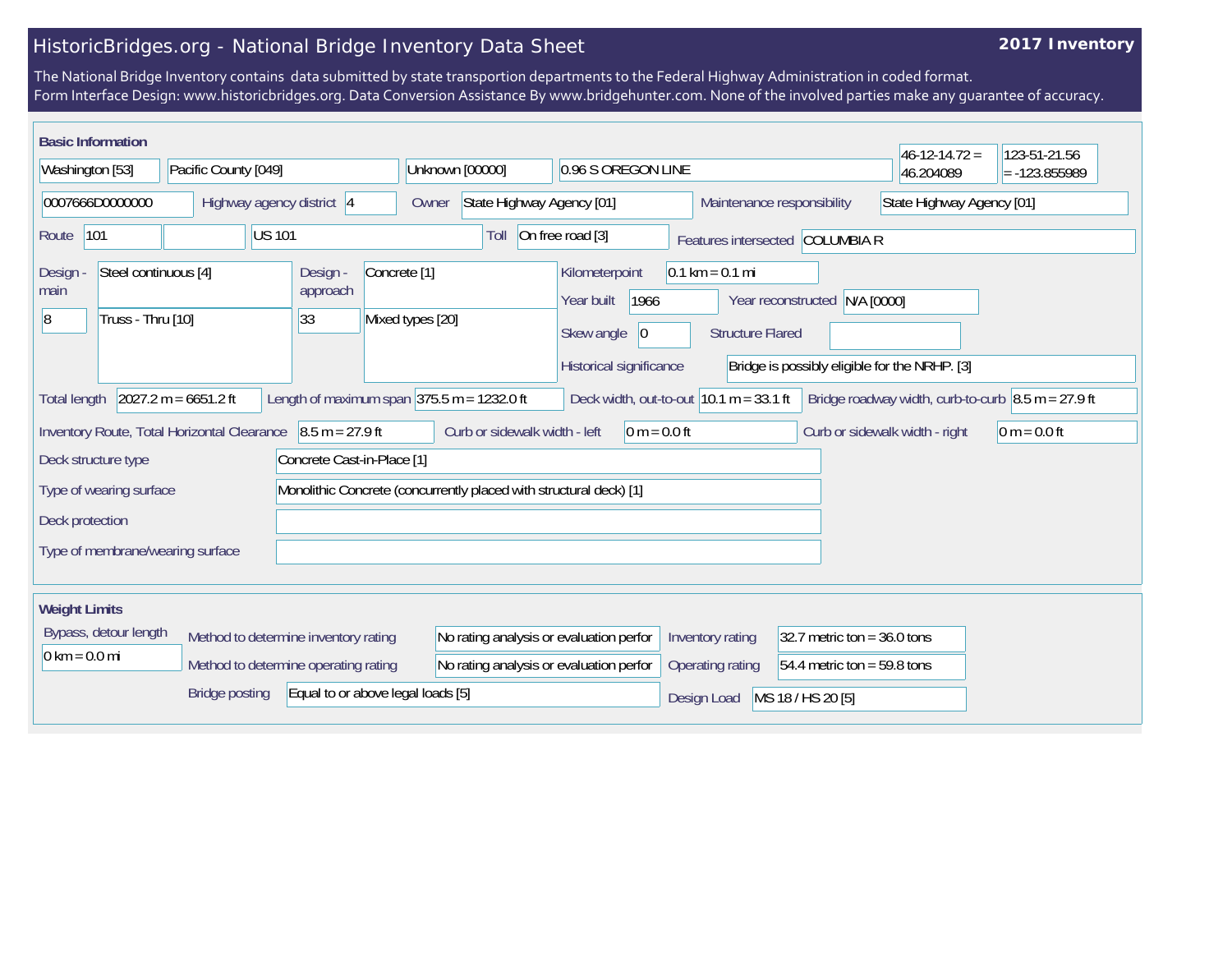# HistoricBridges.org - National Bridge Inventory Data Sheet

**2017 Inventory**

The National Bridge Inventory contains data submitted by state transportion departments to the Federal Highway Administration in coded format.
Form Interface Design: www.historicbridges.org. Data Conversion Assistance By www.bridgehunter.com. None of the involved parties make any guarantee of accuracy.

## Basic Information

| | |
|---|---|
| State | Washington [53] |
| County | Pacific County [049] |
| Place | Unknown [00000] |
| Location | 0.96 S OREGON LINE |
| Latitude | 46-12-14.72 = 46.204089 |
| Longitude | 123-51-21.56 = -123.855989 |
| Structure Number | 0007666D0000000 |
| Highway agency district | 4 |
| Owner | State Highway Agency [01] |
| Maintenance responsibility | State Highway Agency [01] |
| Route | 101 |
| Route name | US 101 |
| Toll | On free road [3] |
| Features intersected | COLUMBIA R |
| Design - main | Steel continuous [4] |
| Main spans | 8 |
| Main type | Truss - Thru [10] |
| Design - approach | Concrete [1] |
| Approach spans | 33 |
| Approach type | Mixed types [20] |
| Kilometerpoint | 0.1 km = 0.1 mi |
| Year built | 1966 |
| Year reconstructed | N/A [0000] |
| Skew angle | 0 |
| Structure Flared | |
| Historical significance | Bridge is possibly eligible for the NRHP. [3] |
| Total length | 2027.2 m = 6651.2 ft |
| Length of maximum span | 375.5 m = 1232.0 ft |
| Deck width, out-to-out | 10.1 m = 33.1 ft |
| Bridge roadway width, curb-to-curb | 8.5 m = 27.9 ft |
| Inventory Route, Total Horizontal Clearance | 8.5 m = 27.9 ft |
| Curb or sidewalk width - left | 0 m = 0.0 ft |
| Curb or sidewalk width - right | 0 m = 0.0 ft |
| Deck structure type | Concrete Cast-in-Place [1] |
| Type of wearing surface | Monolithic Concrete (concurrently placed with structural deck) [1] |
| Deck protection | |
| Type of membrane/wearing surface | |

## Weight Limits

| | |
|---|---|
| Bypass, detour length | 0 km = 0.0 mi |
| Method to determine inventory rating | No rating analysis or evaluation perfor |
| Method to determine operating rating | No rating analysis or evaluation perfor |
| Inventory rating | 32.7 metric ton = 36.0 tons |
| Operating rating | 54.4 metric ton = 59.8 tons |
| Bridge posting | Equal to or above legal loads [5] |
| Design Load | MS 18 / HS 20 [5] |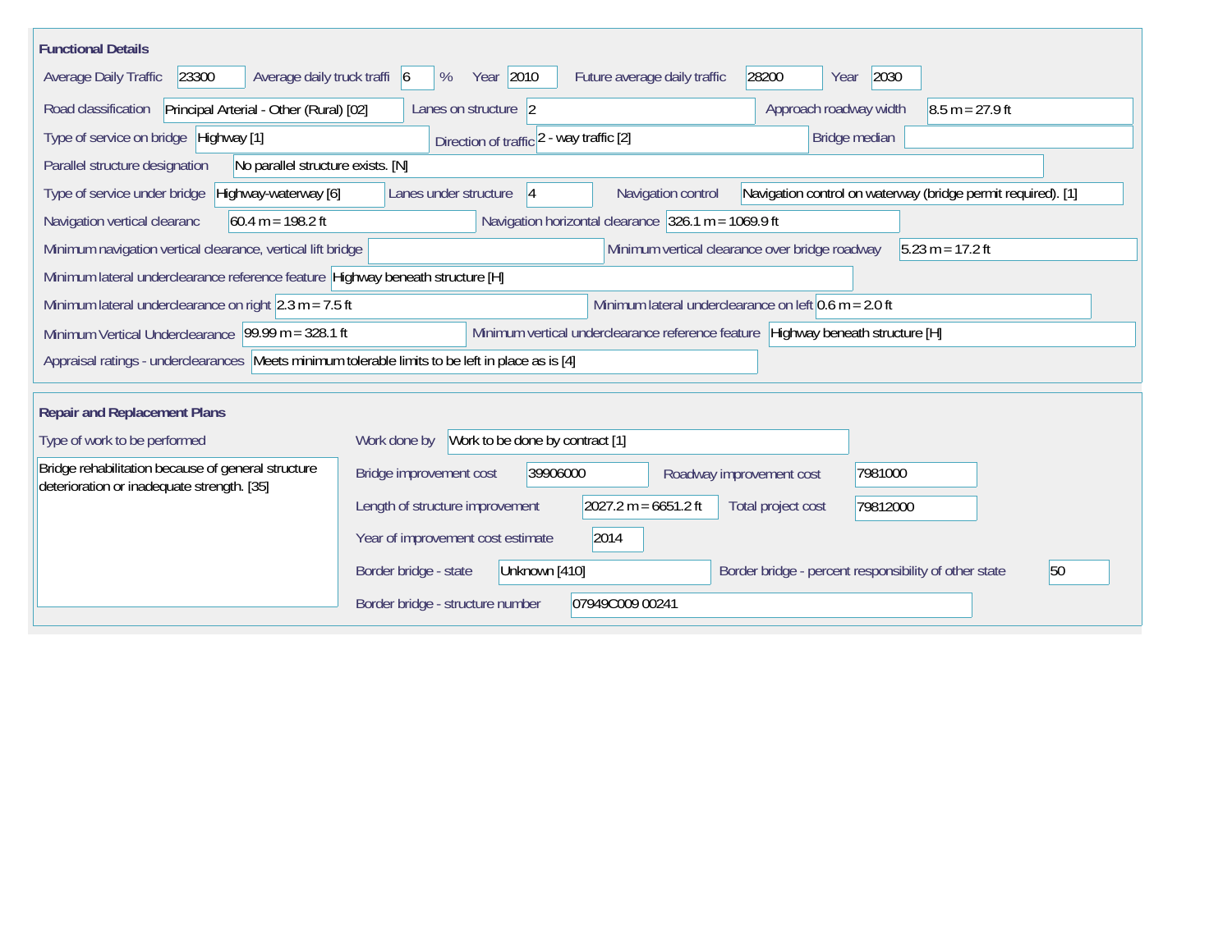## Functional Details

| Field | Value |
| --- | --- |
| Average Daily Traffic | 23300 |
| Average daily truck traffi | 6 % |
| Year | 2010 |
| Future average daily traffic | 28200 |
| Year | 2030 |
| Road classification | Principal Arterial - Other (Rural) [02] |
| Lanes on structure | 2 |
| Approach roadway width | 8.5 m = 27.9 ft |
| Type of service on bridge | Highway [1] |
| Direction of traffic | 2 - way traffic [2] |
| Bridge median | |
| Parallel structure designation | No parallel structure exists. [N] |
| Type of service under bridge | Highway-waterway [6] |
| Lanes under structure | 4 |
| Navigation control | Navigation control on waterway (bridge permit required). [1] |
| Navigation vertical clearanc | 60.4 m = 198.2 ft |
| Navigation horizontal clearance | 326.1 m = 1069.9 ft |
| Minimum navigation vertical clearance, vertical lift bridge | |
| Minimum vertical clearance over bridge roadway | 5.23 m = 17.2 ft |
| Minimum lateral underclearance reference feature | Highway beneath structure [H] |
| Minimum lateral underclearance on right | 2.3 m = 7.5 ft |
| Minimum lateral underclearance on left | 0.6 m = 2.0 ft |
| Minimum Vertical Underclearance | 99.99 m = 328.1 ft |
| Minimum vertical underclearance reference feature | Highway beneath structure [H] |
| Appraisal ratings - underclearances | Meets minimum tolerable limits to be left in place as is [4] |

## Repair and Replacement Plans

| Field | Value |
| --- | --- |
| Type of work to be performed | Bridge rehabilitation because of general structure deterioration or inadequate strength. [35] |
| Work done by | Work to be done by contract [1] |
| Bridge improvement cost | 39906000 |
| Roadway improvement cost | 7981000 |
| Length of structure improvement | 2027.2 m = 6651.2 ft |
| Total project cost | 79812000 |
| Year of improvement cost estimate | 2014 |
| Border bridge - state | Unknown [410] |
| Border bridge - percent responsibility of other state | 50 |
| Border bridge - structure number | 07949C009 00241 |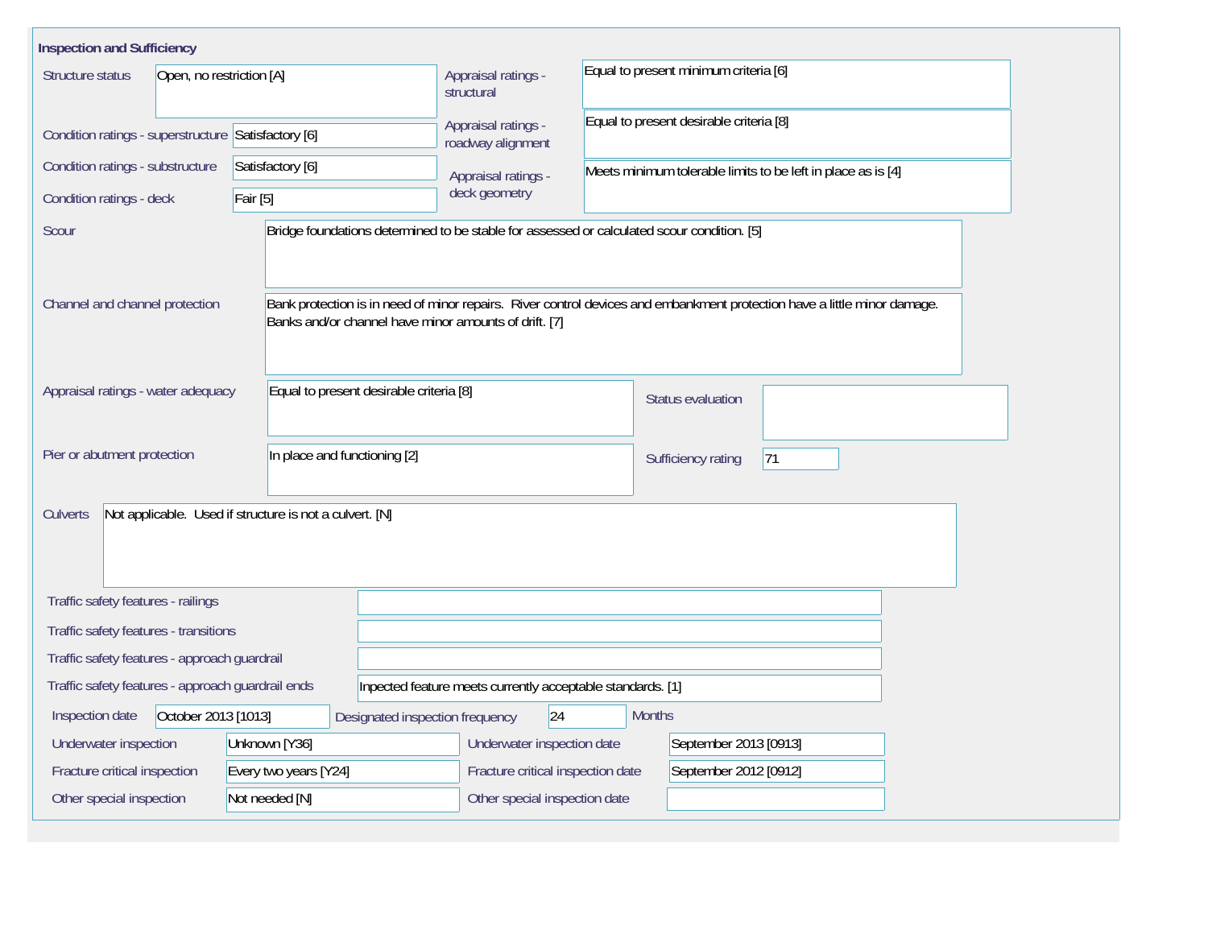## Inspection and Sufficiency

| | |
|---|---|
| Structure status | Open, no restriction [A] |
| Appraisal ratings - structural | Equal to present minimum criteria [6] |
| Condition ratings - superstructure | Satisfactory [6] |
| Appraisal ratings - roadway alignment | Equal to present desirable criteria [8] |
| Condition ratings - substructure | Satisfactory [6] |
| Appraisal ratings - deck geometry | Meets minimum tolerable limits to be left in place as is [4] |
| Condition ratings - deck | Fair [5] |
| Scour | Bridge foundations determined to be stable for assessed or calculated scour condition. [5] |
| Channel and channel protection | Bank protection is in need of minor repairs. River control devices and embankment protection have a little minor damage. Banks and/or channel have minor amounts of drift. [7] |
| Appraisal ratings - water adequacy | Equal to present desirable criteria [8] |
| Status evaluation | |
| Pier or abutment protection | In place and functioning [2] |
| Sufficiency rating | 71 |
| Culverts | Not applicable. Used if structure is not a culvert. [N] |
| Traffic safety features - railings | |
| Traffic safety features - transitions | |
| Traffic safety features - approach guardrail | |
| Traffic safety features - approach guardrail ends | Inpected feature meets currently acceptable standards. [1] |
| Inspection date | October 2013 [1013] |
| Designated inspection frequency | 24 Months |
| Underwater inspection | Unknown [Y36] |
| Underwater inspection date | September 2013 [0913] |
| Fracture critical inspection | Every two years [Y24] |
| Fracture critical inspection date | September 2012 [0912] |
| Other special inspection | Not needed [N] |
| Other special inspection date | |